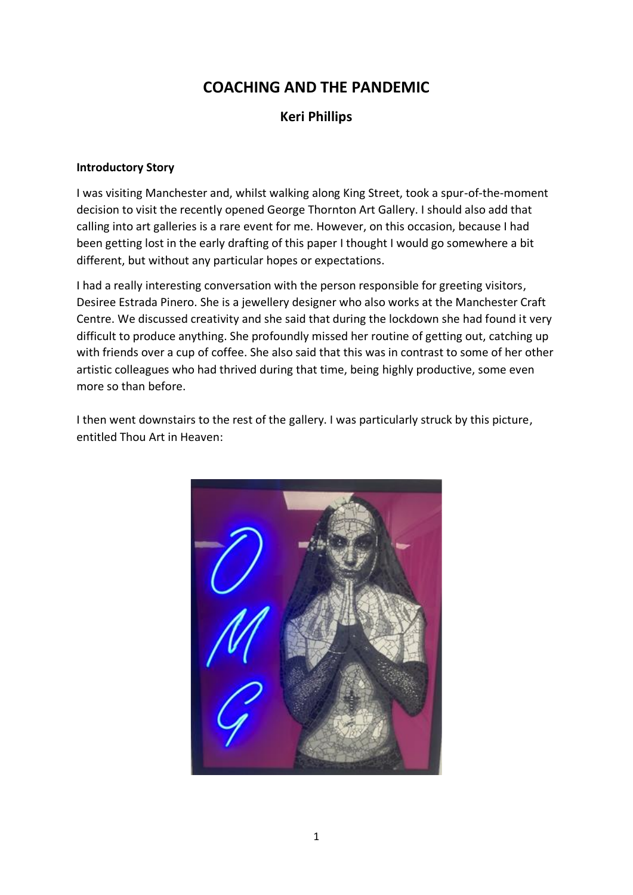# COACHING AND THE PANDEMIC

## Keri Phillips

**Introductory Story**

I was visiting Manchester and, whilst walking along King Street, took a spur-of-the-moment decision to visit the recently opened George Thornton Art Gallery. I should also add that calling into art galleries is a rare event for me. However, on this occasion, because I had been getting lost in the early drafting of this paper I thought I would go somewhere a bit different, but without any particular hopes or expectations.

I had a really interesting conversation with the person responsible for greeting visitors, Desiree Estrada Pinero. She is a jewellery designer who also works at the Manchester Craft Centre. We discussed creativity and she said that during the lockdown she had found it very difficult to produce anything. She profoundly missed her routine of getting out, catching up with friends over a cup of coffee. She also said that this was in contrast to some of her other artistic colleagues who had thrived during that time, being highly productive, some even more so than before.

I then went downstairs to the rest of the gallery. I was particularly struck by this picture, entitled Thou Art in Heaven: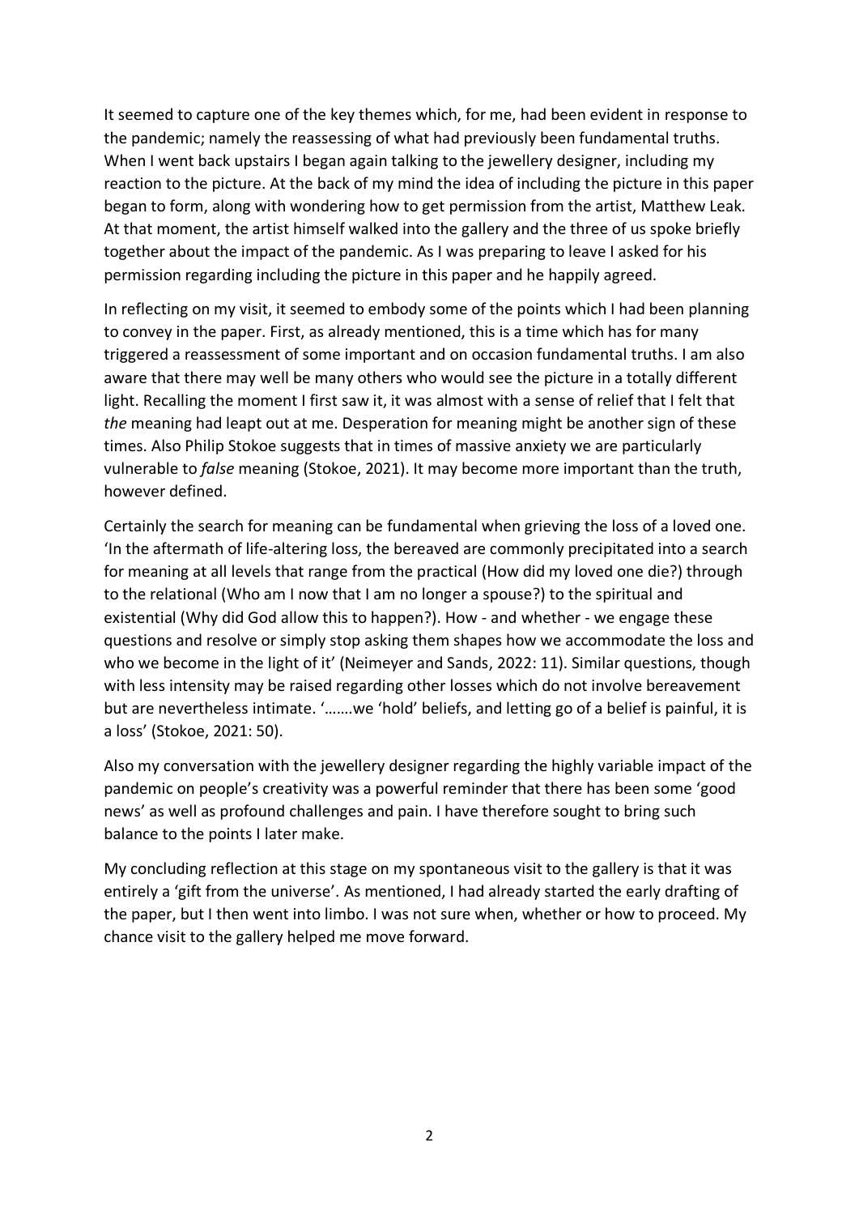It seemed to capture one of the key themes which, for me, had been evident in response to the pandemic; namely the reassessing of what had previously been fundamental truths. When I went back upstairs I began again talking to the jewellery designer, including my reaction to the picture. At the back of my mind the idea of including the picture in this paper began to form, along with wondering how to get permission from the artist, Matthew Leak. At that moment, the artist himself walked into the gallery and the three of us spoke briefly together about the impact of the pandemic. As I was preparing to leave I asked for his permission regarding including the picture in this paper and he happily agreed.

In reflecting on my visit, it seemed to embody some of the points which I had been planning to convey in the paper. First, as already mentioned, this is a time which has for many triggered a reassessment of some important and on occasion fundamental truths. I am also aware that there may well be many others who would see the picture in a totally different light. Recalling the moment I first saw it, it was almost with a sense of relief that I felt that *the* meaning had leapt out at me. Desperation for meaning might be another sign of these times. Also Philip Stokoe suggests that in times of massive anxiety we are particularly vulnerable to *false* meaning (Stokoe, 2021). It may become more important than the truth, however defined.

Certainly the search for meaning can be fundamental when grieving the loss of a loved one. 'In the aftermath of life-altering loss, the bereaved are commonly precipitated into a search for meaning at all levels that range from the practical (How did my loved one die?) through to the relational (Who am I now that I am no longer a spouse?) to the spiritual and existential (Why did God allow this to happen?). How - and whether - we engage these questions and resolve or simply stop asking them shapes how we accommodate the loss and who we become in the light of it' (Neimeyer and Sands, 2022: 11). Similar questions, though with less intensity may be raised regarding other losses which do not involve bereavement but are nevertheless intimate. '…….we 'hold' beliefs, and letting go of a belief is painful, it is a loss' (Stokoe, 2021: 50).

Also my conversation with the jewellery designer regarding the highly variable impact of the pandemic on people's creativity was a powerful reminder that there has been some 'good news' as well as profound challenges and pain. I have therefore sought to bring such balance to the points I later make.

My concluding reflection at this stage on my spontaneous visit to the gallery is that it was entirely a 'gift from the universe'. As mentioned, I had already started the early drafting of the paper, but I then went into limbo. I was not sure when, whether or how to proceed. My chance visit to the gallery helped me move forward.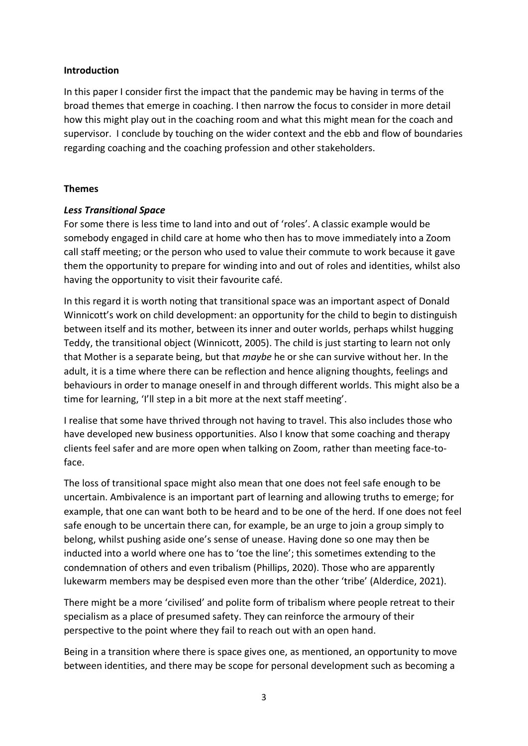## Introduction

In this paper I consider first the impact that the pandemic may be having in terms of the broad themes that emerge in coaching. I then narrow the focus to consider in more detail how this might play out in the coaching room and what this might mean for the coach and supervisor. I conclude by touching on the wider context and the ebb and flow of boundaries regarding coaching and the coaching profession and other stakeholders.

## Themes

### *Less Transitional Space*

For some there is less time to land into and out of 'roles'. A classic example would be somebody engaged in child care at home who then has to move immediately into a Zoom call staff meeting; or the person who used to value their commute to work because it gave them the opportunity to prepare for winding into and out of roles and identities, whilst also having the opportunity to visit their favourite café.

In this regard it is worth noting that transitional space was an important aspect of Donald Winnicott's work on child development: an opportunity for the child to begin to distinguish between itself and its mother, between its inner and outer worlds, perhaps whilst hugging Teddy, the transitional object (Winnicott, 2005). The child is just starting to learn not only that Mother is a separate being, but that *maybe* he or she can survive without her. In the adult, it is a time where there can be reflection and hence aligning thoughts, feelings and behaviours in order to manage oneself in and through different worlds. This might also be a time for learning, 'I'll step in a bit more at the next staff meeting'.

I realise that some have thrived through not having to travel. This also includes those who have developed new business opportunities. Also I know that some coaching and therapy clients feel safer and are more open when talking on Zoom, rather than meeting face-to-face.

The loss of transitional space might also mean that one does not feel safe enough to be uncertain. Ambivalence is an important part of learning and allowing truths to emerge; for example, that one can want both to be heard and to be one of the herd. If one does not feel safe enough to be uncertain there can, for example, be an urge to join a group simply to belong, whilst pushing aside one's sense of unease. Having done so one may then be inducted into a world where one has to 'toe the line'; this sometimes extending to the condemnation of others and even tribalism (Phillips, 2020). Those who are apparently lukewarm members may be despised even more than the other 'tribe' (Alderdice, 2021).

There might be a more 'civilised' and polite form of tribalism where people retreat to their specialism as a place of presumed safety. They can reinforce the armoury of their perspective to the point where they fail to reach out with an open hand.

Being in a transition where there is space gives one, as mentioned, an opportunity to move between identities, and there may be scope for personal development such as becoming a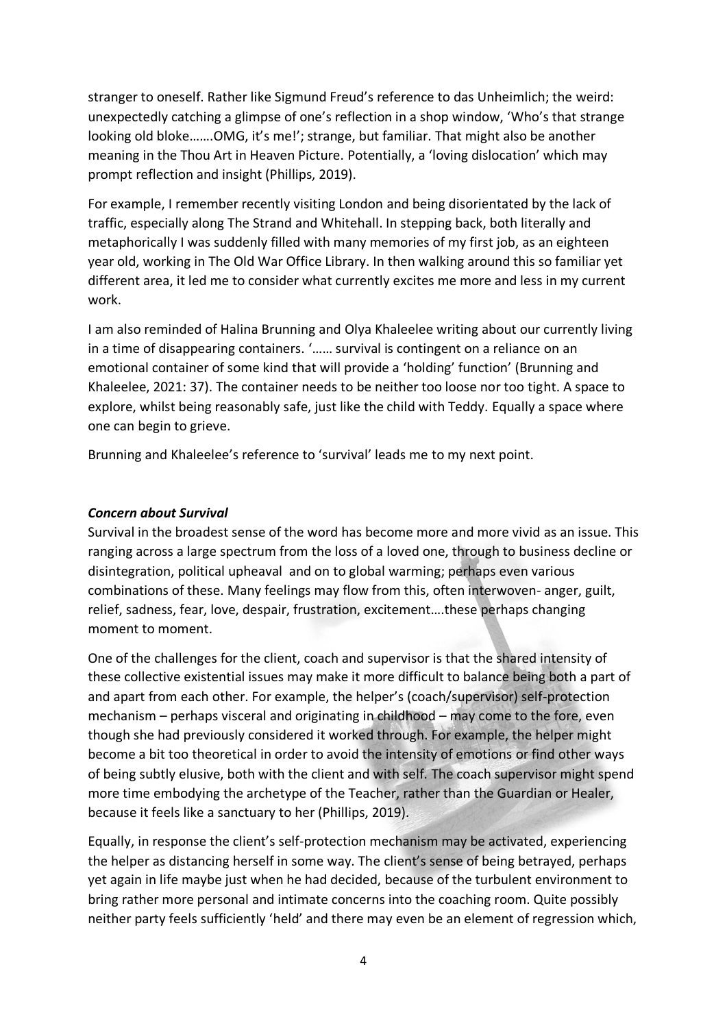stranger to oneself. Rather like Sigmund Freud's reference to das Unheimlich; the weird: unexpectedly catching a glimpse of one's reflection in a shop window, 'Who's that strange looking old bloke…….OMG, it's me!'; strange, but familiar. That might also be another meaning in the Thou Art in Heaven Picture. Potentially, a 'loving dislocation' which may prompt reflection and insight (Phillips, 2019).

For example, I remember recently visiting London and being disorientated by the lack of traffic, especially along The Strand and Whitehall. In stepping back, both literally and metaphorically I was suddenly filled with many memories of my first job, as an eighteen year old, working in The Old War Office Library. In then walking around this so familiar yet different area, it led me to consider what currently excites me more and less in my current work.

I am also reminded of Halina Brunning and Olya Khaleelee writing about our currently living in a time of disappearing containers. '…… survival is contingent on a reliance on an emotional container of some kind that will provide a 'holding' function' (Brunning and Khaleelee, 2021: 37). The container needs to be neither too loose nor too tight. A space to explore, whilst being reasonably safe, just like the child with Teddy. Equally a space where one can begin to grieve.

Brunning and Khaleelee's reference to 'survival' leads me to my next point.

***Concern about Survival***

Survival in the broadest sense of the word has become more and more vivid as an issue. This ranging across a large spectrum from the loss of a loved one, through to business decline or disintegration, political upheaval and on to global warming; perhaps even various combinations of these. Many feelings may flow from this, often interwoven- anger, guilt, relief, sadness, fear, love, despair, frustration, excitement….these perhaps changing moment to moment.

One of the challenges for the client, coach and supervisor is that the shared intensity of these collective existential issues may make it more difficult to balance being both a part of and apart from each other. For example, the helper's (coach/supervisor) self-protection mechanism – perhaps visceral and originating in childhood – may come to the fore, even though she had previously considered it worked through. For example, the helper might become a bit too theoretical in order to avoid the intensity of emotions or find other ways of being subtly elusive, both with the client and with self. The coach supervisor might spend more time embodying the archetype of the Teacher, rather than the Guardian or Healer, because it feels like a sanctuary to her (Phillips, 2019).

Equally, in response the client's self-protection mechanism may be activated, experiencing the helper as distancing herself in some way. The client's sense of being betrayed, perhaps yet again in life maybe just when he had decided, because of the turbulent environment to bring rather more personal and intimate concerns into the coaching room. Quite possibly neither party feels sufficiently 'held' and there may even be an element of regression which,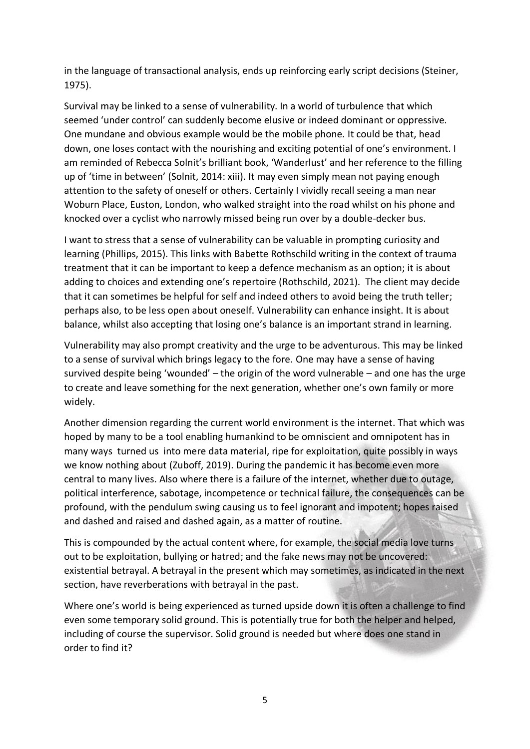in the language of transactional analysis, ends up reinforcing early script decisions (Steiner, 1975).

Survival may be linked to a sense of vulnerability. In a world of turbulence that which seemed 'under control' can suddenly become elusive or indeed dominant or oppressive. One mundane and obvious example would be the mobile phone. It could be that, head down, one loses contact with the nourishing and exciting potential of one's environment. I am reminded of Rebecca Solnit's brilliant book, 'Wanderlust' and her reference to the filling up of 'time in between' (Solnit, 2014: xiii). It may even simply mean not paying enough attention to the safety of oneself or others. Certainly I vividly recall seeing a man near Woburn Place, Euston, London, who walked straight into the road whilst on his phone and knocked over a cyclist who narrowly missed being run over by a double-decker bus.

I want to stress that a sense of vulnerability can be valuable in prompting curiosity and learning (Phillips, 2015). This links with Babette Rothschild writing in the context of trauma treatment that it can be important to keep a defence mechanism as an option; it is about adding to choices and extending one's repertoire (Rothschild, 2021). The client may decide that it can sometimes be helpful for self and indeed others to avoid being the truth teller; perhaps also, to be less open about oneself. Vulnerability can enhance insight. It is about balance, whilst also accepting that losing one's balance is an important strand in learning.

Vulnerability may also prompt creativity and the urge to be adventurous. This may be linked to a sense of survival which brings legacy to the fore. One may have a sense of having survived despite being 'wounded' – the origin of the word vulnerable – and one has the urge to create and leave something for the next generation, whether one's own family or more widely.

Another dimension regarding the current world environment is the internet. That which was hoped by many to be a tool enabling humankind to be omniscient and omnipotent has in many ways turned us into mere data material, ripe for exploitation, quite possibly in ways we know nothing about (Zuboff, 2019). During the pandemic it has become even more central to many lives. Also where there is a failure of the internet, whether due to outage, political interference, sabotage, incompetence or technical failure, the consequences can be profound, with the pendulum swing causing us to feel ignorant and impotent; hopes raised and dashed and raised and dashed again, as a matter of routine.

This is compounded by the actual content where, for example, the social media love turns out to be exploitation, bullying or hatred; and the fake news may not be uncovered: existential betrayal. A betrayal in the present which may sometimes, as indicated in the next section, have reverberations with betrayal in the past.

Where one's world is being experienced as turned upside down it is often a challenge to find even some temporary solid ground. This is potentially true for both the helper and helped, including of course the supervisor. Solid ground is needed but where does one stand in order to find it?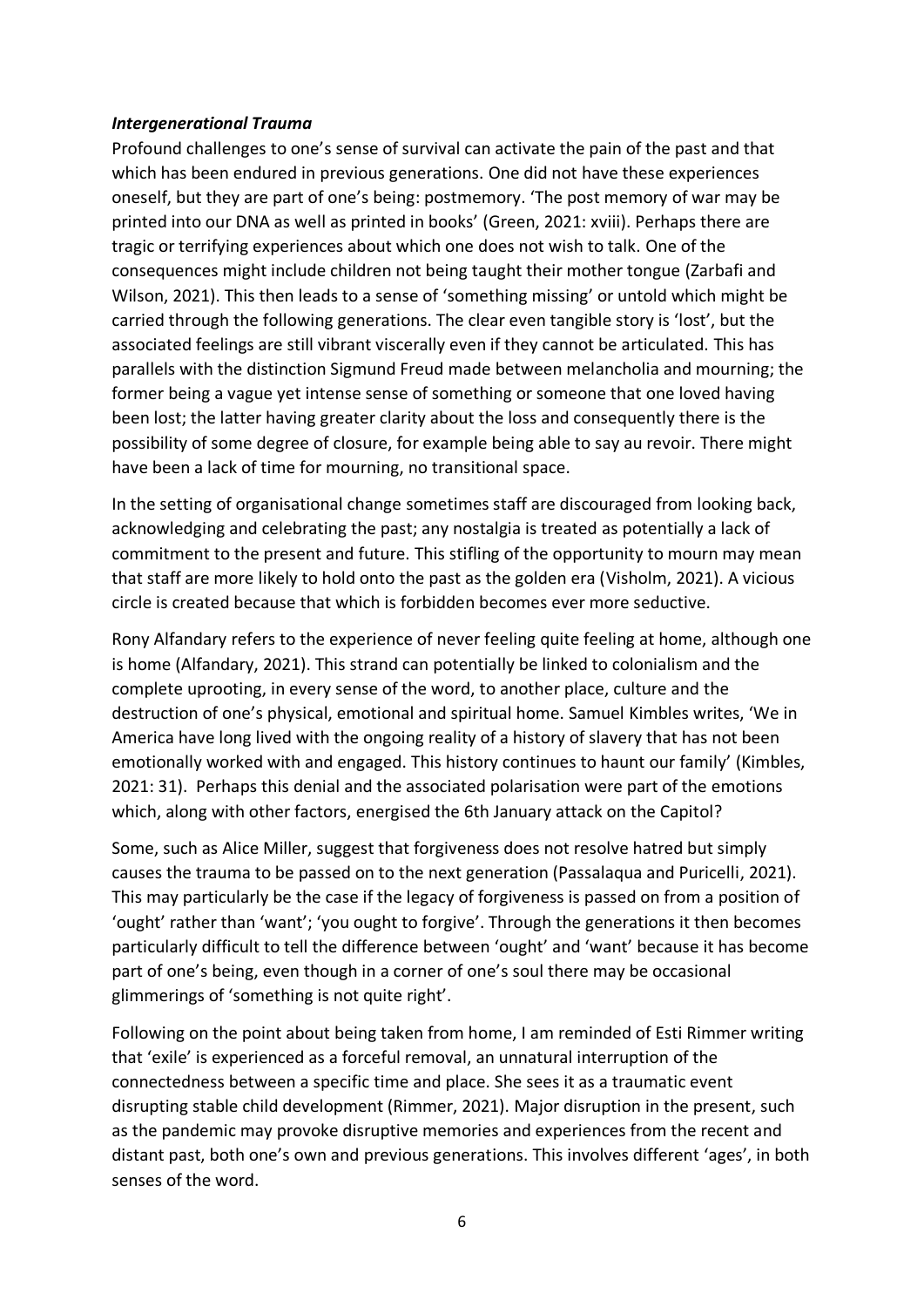***Intergenerational Trauma***

Profound challenges to one's sense of survival can activate the pain of the past and that which has been endured in previous generations. One did not have these experiences oneself, but they are part of one's being: postmemory. 'The post memory of war may be printed into our DNA as well as printed in books' (Green, 2021: xviii). Perhaps there are tragic or terrifying experiences about which one does not wish to talk. One of the consequences might include children not being taught their mother tongue (Zarbafi and Wilson, 2021). This then leads to a sense of 'something missing' or untold which might be carried through the following generations. The clear even tangible story is 'lost', but the associated feelings are still vibrant viscerally even if they cannot be articulated. This has parallels with the distinction Sigmund Freud made between melancholia and mourning; the former being a vague yet intense sense of something or someone that one loved having been lost; the latter having greater clarity about the loss and consequently there is the possibility of some degree of closure, for example being able to say au revoir. There might have been a lack of time for mourning, no transitional space.

In the setting of organisational change sometimes staff are discouraged from looking back, acknowledging and celebrating the past; any nostalgia is treated as potentially a lack of commitment to the present and future. This stifling of the opportunity to mourn may mean that staff are more likely to hold onto the past as the golden era (Visholm, 2021). A vicious circle is created because that which is forbidden becomes ever more seductive.

Rony Alfandary refers to the experience of never feeling quite feeling at home, although one is home (Alfandary, 2021). This strand can potentially be linked to colonialism and the complete uprooting, in every sense of the word, to another place, culture and the destruction of one's physical, emotional and spiritual home. Samuel Kimbles writes, 'We in America have long lived with the ongoing reality of a history of slavery that has not been emotionally worked with and engaged. This history continues to haunt our family' (Kimbles, 2021: 31). Perhaps this denial and the associated polarisation were part of the emotions which, along with other factors, energised the 6th January attack on the Capitol?

Some, such as Alice Miller, suggest that forgiveness does not resolve hatred but simply causes the trauma to be passed on to the next generation (Passalaqua and Puricelli, 2021). This may particularly be the case if the legacy of forgiveness is passed on from a position of 'ought' rather than 'want'; 'you ought to forgive'. Through the generations it then becomes particularly difficult to tell the difference between 'ought' and 'want' because it has become part of one's being, even though in a corner of one's soul there may be occasional glimmerings of 'something is not quite right'.

Following on the point about being taken from home, I am reminded of Esti Rimmer writing that 'exile' is experienced as a forceful removal, an unnatural interruption of the connectedness between a specific time and place. She sees it as a traumatic event disrupting stable child development (Rimmer, 2021). Major disruption in the present, such as the pandemic may provoke disruptive memories and experiences from the recent and distant past, both one's own and previous generations. This involves different 'ages', in both senses of the word.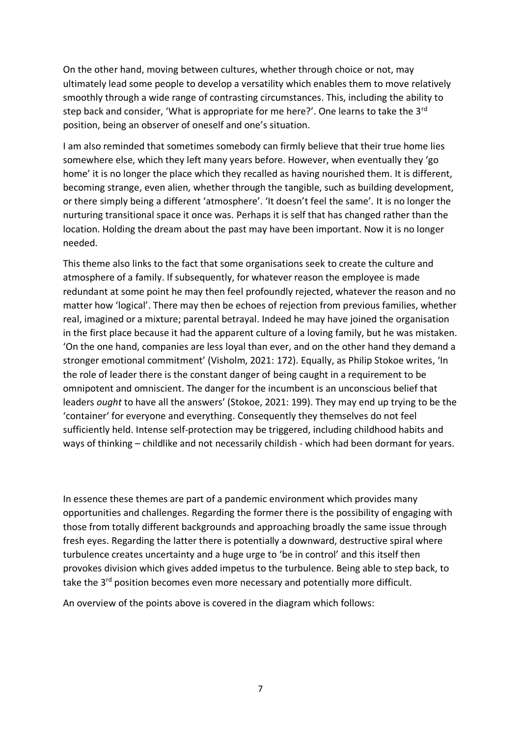On the other hand, moving between cultures, whether through choice or not, may ultimately lead some people to develop a versatility which enables them to move relatively smoothly through a wide range of contrasting circumstances. This, including the ability to step back and consider, 'What is appropriate for me here?'. One learns to take the 3rd position, being an observer of oneself and one's situation.

I am also reminded that sometimes somebody can firmly believe that their true home lies somewhere else, which they left many years before. However, when eventually they 'go home' it is no longer the place which they recalled as having nourished them. It is different, becoming strange, even alien, whether through the tangible, such as building development, or there simply being a different 'atmosphere'. 'It doesn't feel the same'. It is no longer the nurturing transitional space it once was. Perhaps it is self that has changed rather than the location. Holding the dream about the past may have been important. Now it is no longer needed.

This theme also links to the fact that some organisations seek to create the culture and atmosphere of a family. If subsequently, for whatever reason the employee is made redundant at some point he may then feel profoundly rejected, whatever the reason and no matter how 'logical'. There may then be echoes of rejection from previous families, whether real, imagined or a mixture; parental betrayal. Indeed he may have joined the organisation in the first place because it had the apparent culture of a loving family, but he was mistaken. 'On the one hand, companies are less loyal than ever, and on the other hand they demand a stronger emotional commitment' (Visholm, 2021: 172). Equally, as Philip Stokoe writes, 'In the role of leader there is the constant danger of being caught in a requirement to be omnipotent and omniscient. The danger for the incumbent is an unconscious belief that leaders *ought* to have all the answers' (Stokoe, 2021: 199). They may end up trying to be the 'container' for everyone and everything. Consequently they themselves do not feel sufficiently held. Intense self-protection may be triggered, including childhood habits and ways of thinking – childlike and not necessarily childish - which had been dormant for years.

In essence these themes are part of a pandemic environment which provides many opportunities and challenges. Regarding the former there is the possibility of engaging with those from totally different backgrounds and approaching broadly the same issue through fresh eyes. Regarding the latter there is potentially a downward, destructive spiral where turbulence creates uncertainty and a huge urge to 'be in control' and this itself then provokes division which gives added impetus to the turbulence. Being able to step back, to take the 3rd position becomes even more necessary and potentially more difficult.

An overview of the points above is covered in the diagram which follows: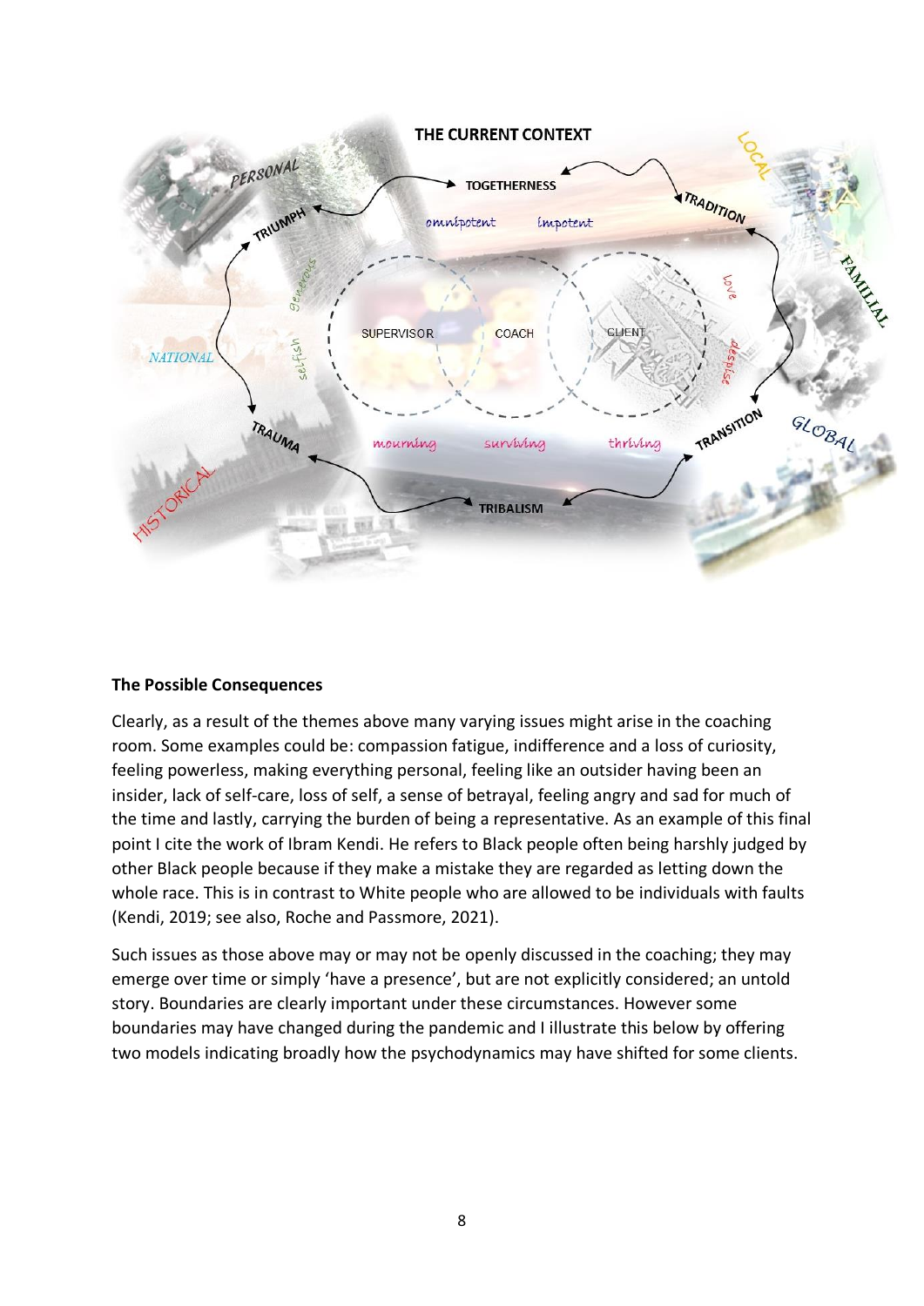**The Possible Consequences**

Clearly, as a result of the themes above many varying issues might arise in the coaching room. Some examples could be: compassion fatigue, indifference and a loss of curiosity, feeling powerless, making everything personal, feeling like an outsider having been an insider, lack of self-care, loss of self, a sense of betrayal, feeling angry and sad for much of the time and lastly, carrying the burden of being a representative. As an example of this final point I cite the work of Ibram Kendi. He refers to Black people often being harshly judged by other Black people because if they make a mistake they are regarded as letting down the whole race. This is in contrast to White people who are allowed to be individuals with faults (Kendi, 2019; see also, Roche and Passmore, 2021).

Such issues as those above may or may not be openly discussed in the coaching; they may emerge over time or simply 'have a presence', but are not explicitly considered; an untold story. Boundaries are clearly important under these circumstances. However some boundaries may have changed during the pandemic and I illustrate this below by offering two models indicating broadly how the psychodynamics may have shifted for some clients.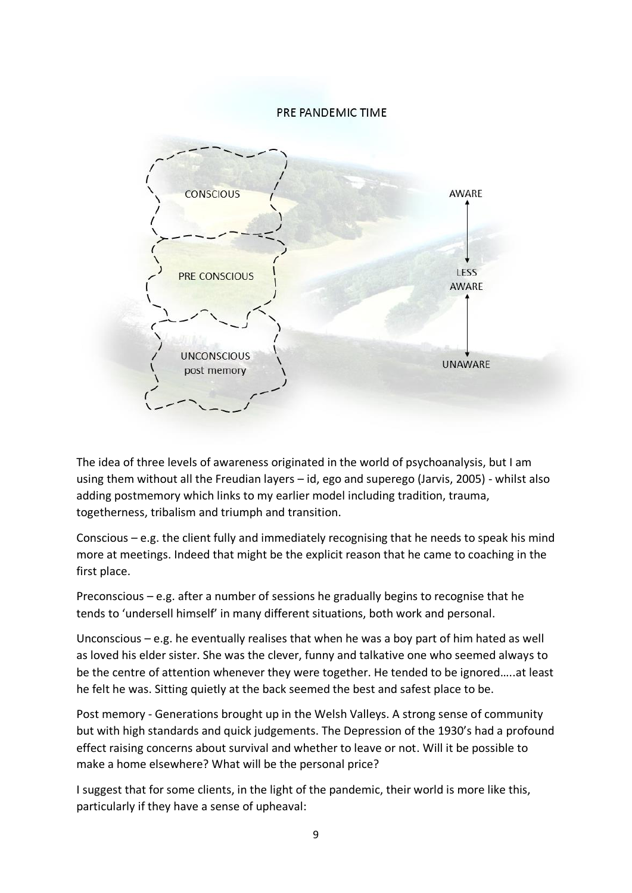PRE PANDEMIC TIME

CONSCIOUS

PRE CONSCIOUS

UNCONSCIOUS
post memory

AWARE

LESS AWARE

UNAWARE

The idea of three levels of awareness originated in the world of psychoanalysis, but I am using them without all the Freudian layers – id, ego and superego (Jarvis, 2005) - whilst also adding postmemory which links to my earlier model including tradition, trauma, togetherness, tribalism and triumph and transition.

Conscious – e.g. the client fully and immediately recognising that he needs to speak his mind more at meetings. Indeed that might be the explicit reason that he came to coaching in the first place.

Preconscious – e.g. after a number of sessions he gradually begins to recognise that he tends to 'undersell himself' in many different situations, both work and personal.

Unconscious – e.g. he eventually realises that when he was a boy part of him hated as well as loved his elder sister. She was the clever, funny and talkative one who seemed always to be the centre of attention whenever they were together. He tended to be ignored…..at least he felt he was. Sitting quietly at the back seemed the best and safest place to be.

Post memory - Generations brought up in the Welsh Valleys. A strong sense of community but with high standards and quick judgements. The Depression of the 1930's had a profound effect raising concerns about survival and whether to leave or not. Will it be possible to make a home elsewhere? What will be the personal price?

I suggest that for some clients, in the light of the pandemic, their world is more like this, particularly if they have a sense of upheaval: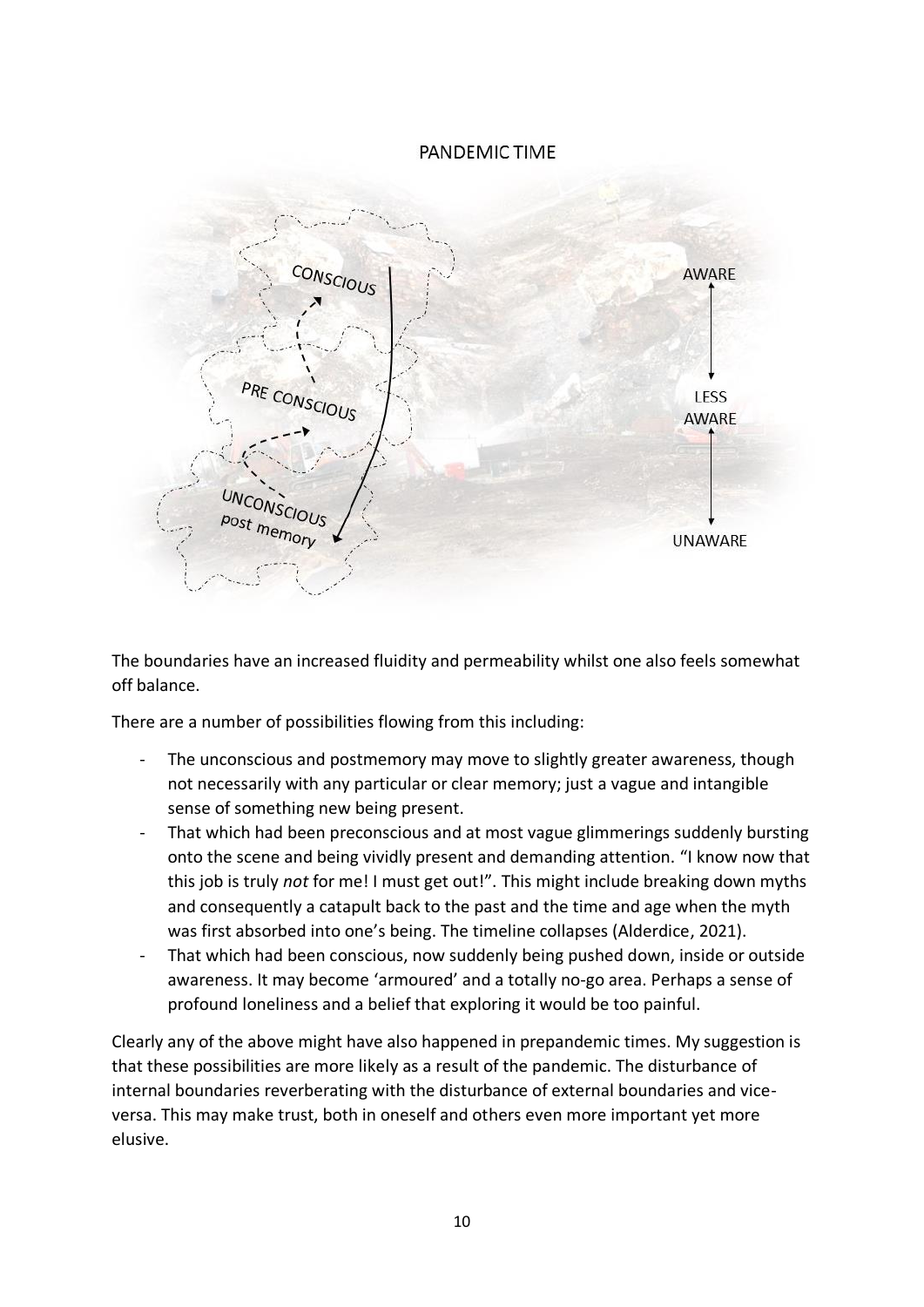PANDEMIC TIME

CONSCIOUS

PRE CONSCIOUS

UNCONSCIOUS
post memory

AWARE

LESS AWARE

UNAWARE

The boundaries have an increased fluidity and permeability whilst one also feels somewhat off balance.

There are a number of possibilities flowing from this including:

- The unconscious and postmemory may move to slightly greater awareness, though not necessarily with any particular or clear memory; just a vague and intangible sense of something new being present.
- That which had been preconscious and at most vague glimmerings suddenly bursting onto the scene and being vividly present and demanding attention. "I know now that this job is truly *not* for me! I must get out!". This might include breaking down myths and consequently a catapult back to the past and the time and age when the myth was first absorbed into one's being. The timeline collapses (Alderdice, 2021).
- That which had been conscious, now suddenly being pushed down, inside or outside awareness. It may become 'armoured' and a totally no-go area. Perhaps a sense of profound loneliness and a belief that exploring it would be too painful.

Clearly any of the above might have also happened in prepandemic times. My suggestion is that these possibilities are more likely as a result of the pandemic. The disturbance of internal boundaries reverberating with the disturbance of external boundaries and vice-versa. This may make trust, both in oneself and others even more important yet more elusive.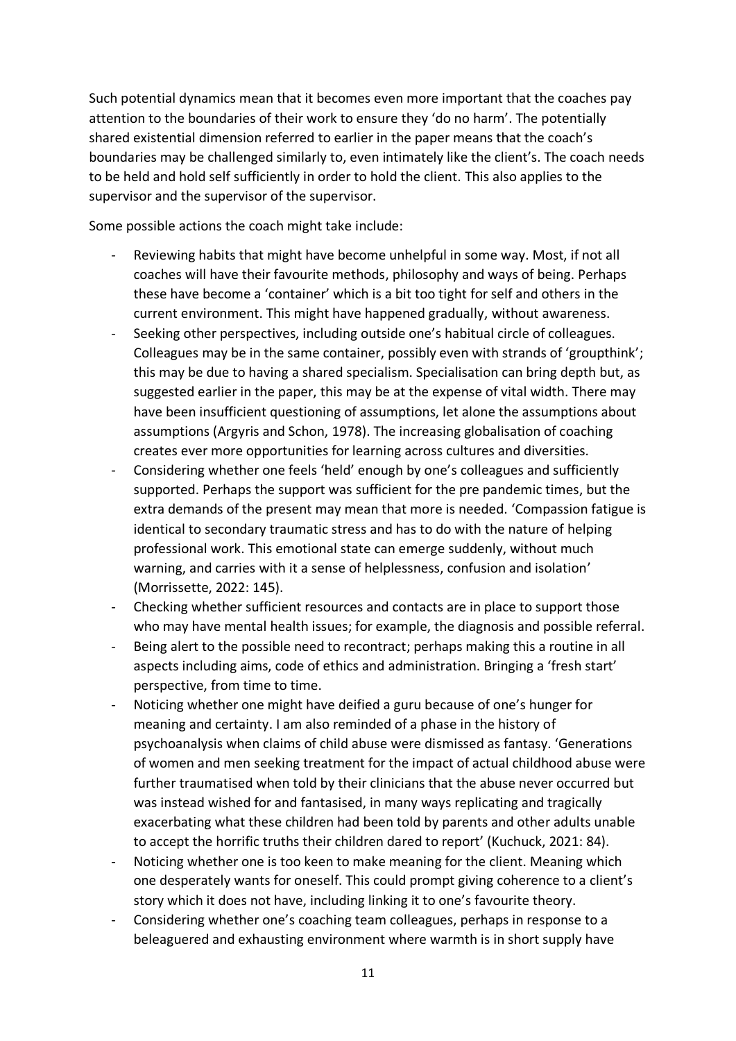Such potential dynamics mean that it becomes even more important that the coaches pay attention to the boundaries of their work to ensure they 'do no harm'. The potentially shared existential dimension referred to earlier in the paper means that the coach's boundaries may be challenged similarly to, even intimately like the client's. The coach needs to be held and hold self sufficiently in order to hold the client. This also applies to the supervisor and the supervisor of the supervisor.

Some possible actions the coach might take include:

- Reviewing habits that might have become unhelpful in some way. Most, if not all coaches will have their favourite methods, philosophy and ways of being. Perhaps these have become a 'container' which is a bit too tight for self and others in the current environment. This might have happened gradually, without awareness.
- Seeking other perspectives, including outside one's habitual circle of colleagues. Colleagues may be in the same container, possibly even with strands of 'groupthink'; this may be due to having a shared specialism. Specialisation can bring depth but, as suggested earlier in the paper, this may be at the expense of vital width. There may have been insufficient questioning of assumptions, let alone the assumptions about assumptions (Argyris and Schon, 1978). The increasing globalisation of coaching creates ever more opportunities for learning across cultures and diversities.
- Considering whether one feels 'held' enough by one's colleagues and sufficiently supported. Perhaps the support was sufficient for the pre pandemic times, but the extra demands of the present may mean that more is needed. 'Compassion fatigue is identical to secondary traumatic stress and has to do with the nature of helping professional work. This emotional state can emerge suddenly, without much warning, and carries with it a sense of helplessness, confusion and isolation' (Morrissette, 2022: 145).
- Checking whether sufficient resources and contacts are in place to support those who may have mental health issues; for example, the diagnosis and possible referral.
- Being alert to the possible need to recontract; perhaps making this a routine in all aspects including aims, code of ethics and administration. Bringing a 'fresh start' perspective, from time to time.
- Noticing whether one might have deified a guru because of one's hunger for meaning and certainty. I am also reminded of a phase in the history of psychoanalysis when claims of child abuse were dismissed as fantasy. 'Generations of women and men seeking treatment for the impact of actual childhood abuse were further traumatised when told by their clinicians that the abuse never occurred but was instead wished for and fantasised, in many ways replicating and tragically exacerbating what these children had been told by parents and other adults unable to accept the horrific truths their children dared to report' (Kuchuck, 2021: 84).
- Noticing whether one is too keen to make meaning for the client. Meaning which one desperately wants for oneself. This could prompt giving coherence to a client's story which it does not have, including linking it to one's favourite theory.
- Considering whether one's coaching team colleagues, perhaps in response to a beleaguered and exhausting environment where warmth is in short supply have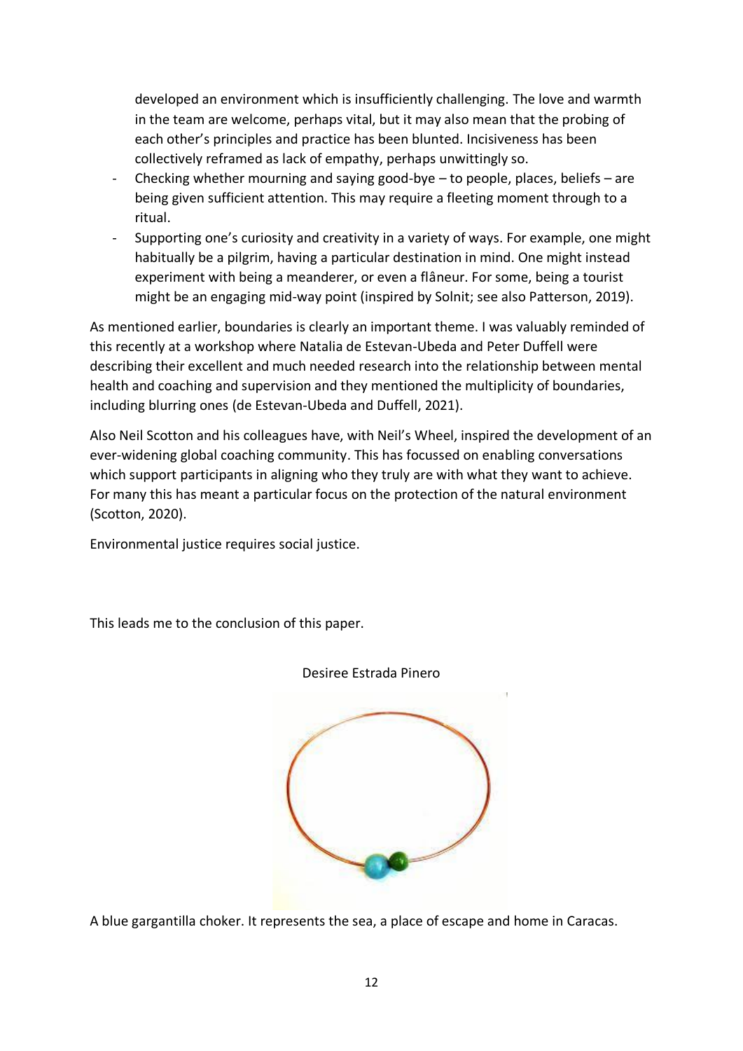developed an environment which is insufficiently challenging. The love and warmth in the team are welcome, perhaps vital, but it may also mean that the probing of each other's principles and practice has been blunted. Incisiveness has been collectively reframed as lack of empathy, perhaps unwittingly so.

- Checking whether mourning and saying good-bye – to people, places, beliefs – are being given sufficient attention. This may require a fleeting moment through to a ritual.
- Supporting one's curiosity and creativity in a variety of ways. For example, one might habitually be a pilgrim, having a particular destination in mind. One might instead experiment with being a meanderer, or even a flâneur. For some, being a tourist might be an engaging mid-way point (inspired by Solnit; see also Patterson, 2019).

As mentioned earlier, boundaries is clearly an important theme. I was valuably reminded of this recently at a workshop where Natalia de Estevan-Ubeda and Peter Duffell were describing their excellent and much needed research into the relationship between mental health and coaching and supervision and they mentioned the multiplicity of boundaries, including blurring ones (de Estevan-Ubeda and Duffell, 2021).

Also Neil Scotton and his colleagues have, with Neil's Wheel, inspired the development of an ever-widening global coaching community. This has focussed on enabling conversations which support participants in aligning who they truly are with what they want to achieve. For many this has meant a particular focus on the protection of the natural environment (Scotton, 2020).

Environmental justice requires social justice.

This leads me to the conclusion of this paper.

Desiree Estrada Pinero

A blue gargantilla choker. It represents the sea, a place of escape and home in Caracas.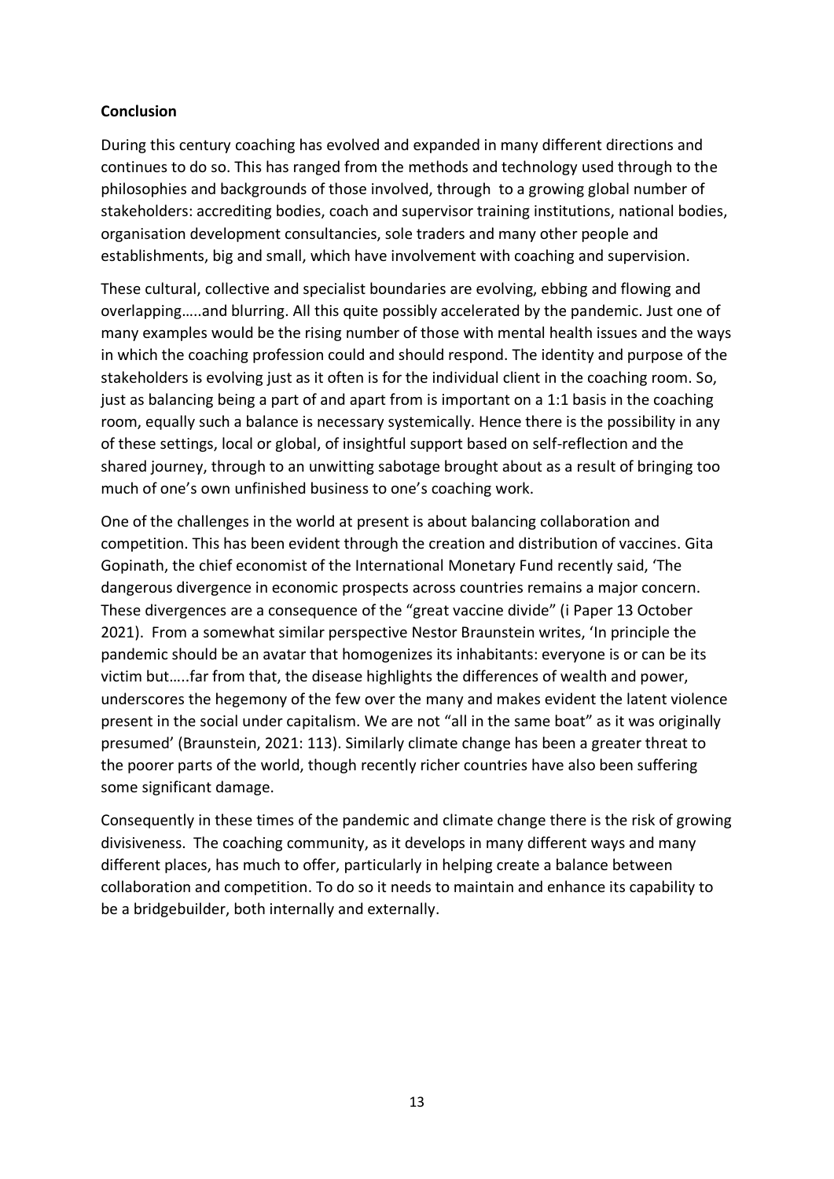**Conclusion**

During this century coaching has evolved and expanded in many different directions and continues to do so. This has ranged from the methods and technology used through to the philosophies and backgrounds of those involved, through to a growing global number of stakeholders: accrediting bodies, coach and supervisor training institutions, national bodies, organisation development consultancies, sole traders and many other people and establishments, big and small, which have involvement with coaching and supervision.

These cultural, collective and specialist boundaries are evolving, ebbing and flowing and overlapping…..and blurring. All this quite possibly accelerated by the pandemic. Just one of many examples would be the rising number of those with mental health issues and the ways in which the coaching profession could and should respond. The identity and purpose of the stakeholders is evolving just as it often is for the individual client in the coaching room. So, just as balancing being a part of and apart from is important on a 1:1 basis in the coaching room, equally such a balance is necessary systemically. Hence there is the possibility in any of these settings, local or global, of insightful support based on self-reflection and the shared journey, through to an unwitting sabotage brought about as a result of bringing too much of one's own unfinished business to one's coaching work.

One of the challenges in the world at present is about balancing collaboration and competition. This has been evident through the creation and distribution of vaccines. Gita Gopinath, the chief economist of the International Monetary Fund recently said, 'The dangerous divergence in economic prospects across countries remains a major concern. These divergences are a consequence of the "great vaccine divide" (i Paper 13 October 2021). From a somewhat similar perspective Nestor Braunstein writes, 'In principle the pandemic should be an avatar that homogenizes its inhabitants: everyone is or can be its victim but…..far from that, the disease highlights the differences of wealth and power, underscores the hegemony of the few over the many and makes evident the latent violence present in the social under capitalism. We are not "all in the same boat" as it was originally presumed' (Braunstein, 2021: 113). Similarly climate change has been a greater threat to the poorer parts of the world, though recently richer countries have also been suffering some significant damage.

Consequently in these times of the pandemic and climate change there is the risk of growing divisiveness. The coaching community, as it develops in many different ways and many different places, has much to offer, particularly in helping create a balance between collaboration and competition. To do so it needs to maintain and enhance its capability to be a bridgebuilder, both internally and externally.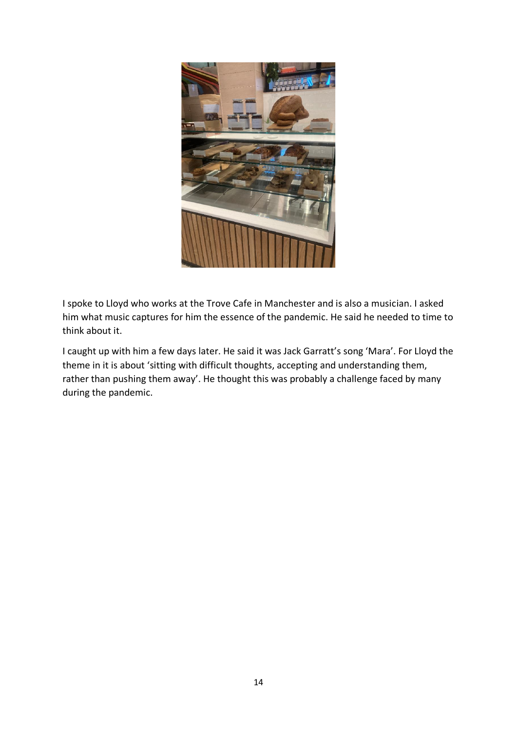I spoke to Lloyd who works at the Trove Cafe in Manchester and is also a musician. I asked him what music captures for him the essence of the pandemic. He said he needed to time to think about it.

I caught up with him a few days later. He said it was Jack Garratt's song 'Mara'. For Lloyd the theme in it is about 'sitting with difficult thoughts, accepting and understanding them, rather than pushing them away'. He thought this was probably a challenge faced by many during the pandemic.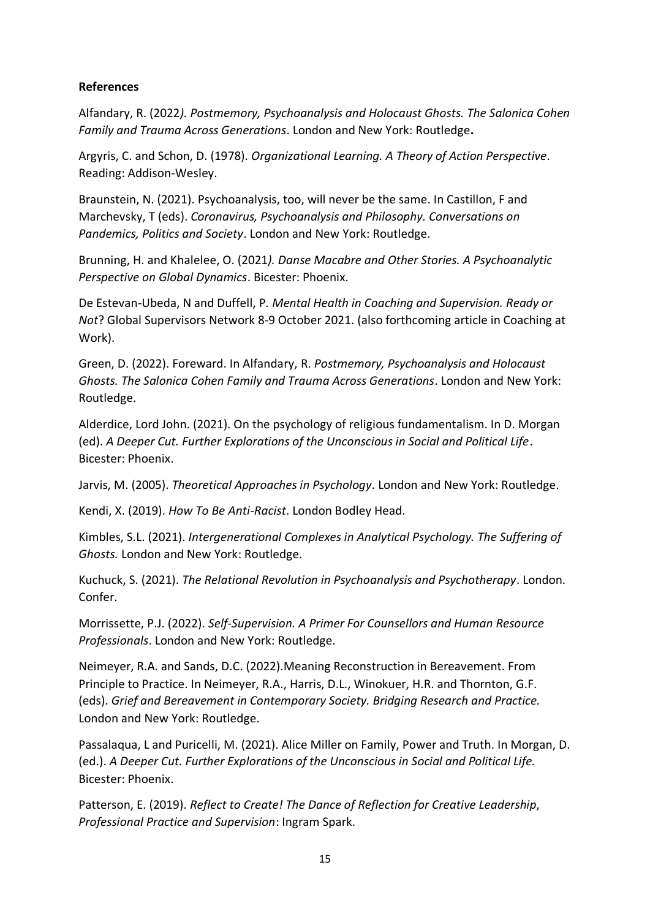**References**

Alfandary, R. (2022*). Postmemory, Psychoanalysis and Holocaust Ghosts. The Salonica Cohen Family and Trauma Across Generations*. London and New York: Routledge**.**

Argyris, C. and Schon, D. (1978). *Organizational Learning. A Theory of Action Perspective*. Reading: Addison-Wesley.

Braunstein, N. (2021). Psychoanalysis, too, will never be the same. In Castillon, F and Marchevsky, T (eds). *Coronavirus, Psychoanalysis and Philosophy. Conversations on Pandemics, Politics and Society*. London and New York: Routledge.

Brunning, H. and Khalelee, O. (2021*). Danse Macabre and Other Stories. A Psychoanalytic Perspective on Global Dynamics*. Bicester: Phoenix.

De Estevan-Ubeda, N and Duffell, P. *Mental Health in Coaching and Supervision. Ready or Not*? Global Supervisors Network 8-9 October 2021. (also forthcoming article in Coaching at Work).

Green, D. (2022). Foreward. In Alfandary, R. *Postmemory, Psychoanalysis and Holocaust Ghosts. The Salonica Cohen Family and Trauma Across Generations*. London and New York: Routledge.

Alderdice, Lord John. (2021). On the psychology of religious fundamentalism. In D. Morgan (ed). *A Deeper Cut. Further Explorations of the Unconscious in Social and Political Life*. Bicester: Phoenix.

Jarvis, M. (2005). *Theoretical Approaches in Psychology*. London and New York: Routledge.

Kendi, X. (2019). *How To Be Anti-Racist*. London Bodley Head.

Kimbles, S.L. (2021). *Intergenerational Complexes in Analytical Psychology. The Suffering of Ghosts.* London and New York: Routledge.

Kuchuck, S. (2021). *The Relational Revolution in Psychoanalysis and Psychotherapy*. London. Confer.

Morrissette, P.J. (2022). *Self-Supervision. A Primer For Counsellors and Human Resource Professionals*. London and New York: Routledge.

Neimeyer, R.A. and Sands, D.C. (2022).Meaning Reconstruction in Bereavement. From Principle to Practice. In Neimeyer, R.A., Harris, D.L., Winokuer, H.R. and Thornton, G.F. (eds). *Grief and Bereavement in Contemporary Society. Bridging Research and Practice.* London and New York: Routledge.

Passalaqua, L and Puricelli, M. (2021). Alice Miller on Family, Power and Truth. In Morgan, D. (ed.). *A Deeper Cut. Further Explorations of the Unconscious in Social and Political Life.* Bicester: Phoenix.

Patterson, E. (2019). *Reflect to Create! The Dance of Reflection for Creative Leadership*, *Professional Practice and Supervision*: Ingram Spark.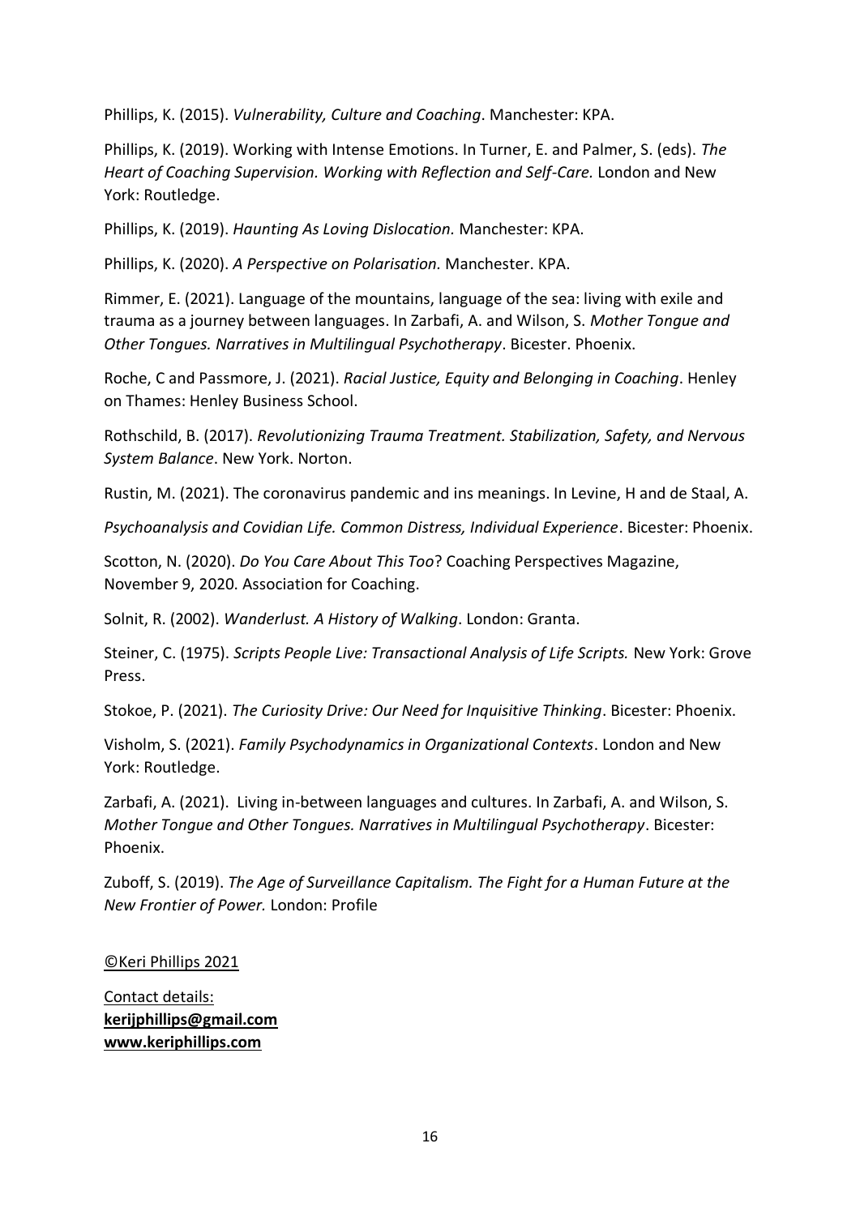Phillips, K. (2015). *Vulnerability, Culture and Coaching*. Manchester: KPA.

Phillips, K. (2019). Working with Intense Emotions. In Turner, E. and Palmer, S. (eds). *The Heart of Coaching Supervision. Working with Reflection and Self-Care.* London and New York: Routledge.

Phillips, K. (2019). *Haunting As Loving Dislocation.* Manchester: KPA.

Phillips, K. (2020). *A Perspective on Polarisation.* Manchester. KPA.

Rimmer, E. (2021). Language of the mountains, language of the sea: living with exile and trauma as a journey between languages. In Zarbafi, A. and Wilson, S. *Mother Tongue and Other Tongues. Narratives in Multilingual Psychotherapy*. Bicester. Phoenix.

Roche, C and Passmore, J. (2021). *Racial Justice, Equity and Belonging in Coaching*. Henley on Thames: Henley Business School.

Rothschild, B. (2017). *Revolutionizing Trauma Treatment. Stabilization, Safety, and Nervous System Balance*. New York. Norton.

Rustin, M. (2021). The coronavirus pandemic and ins meanings. In Levine, H and de Staal, A.

*Psychoanalysis and Covidian Life. Common Distress, Individual Experience*. Bicester: Phoenix.

Scotton, N. (2020). *Do You Care About This Too*? Coaching Perspectives Magazine, November 9, 2020. Association for Coaching.

Solnit, R. (2002). *Wanderlust. A History of Walking*. London: Granta.

Steiner, C. (1975). *Scripts People Live: Transactional Analysis of Life Scripts.* New York: Grove Press.

Stokoe, P. (2021). *The Curiosity Drive: Our Need for Inquisitive Thinking*. Bicester: Phoenix.

Visholm, S. (2021). *Family Psychodynamics in Organizational Contexts*. London and New York: Routledge.

Zarbafi, A. (2021). Living in-between languages and cultures. In Zarbafi, A. and Wilson, S. *Mother Tongue and Other Tongues. Narratives in Multilingual Psychotherapy*. Bicester: Phoenix.

Zuboff, S. (2019). *The Age of Surveillance Capitalism. The Fight for a Human Future at the New Frontier of Power.* London: Profile

©Keri Phillips 2021

Contact details:
**kerijphillips@gmail.com**
**www.keriphillips.com**